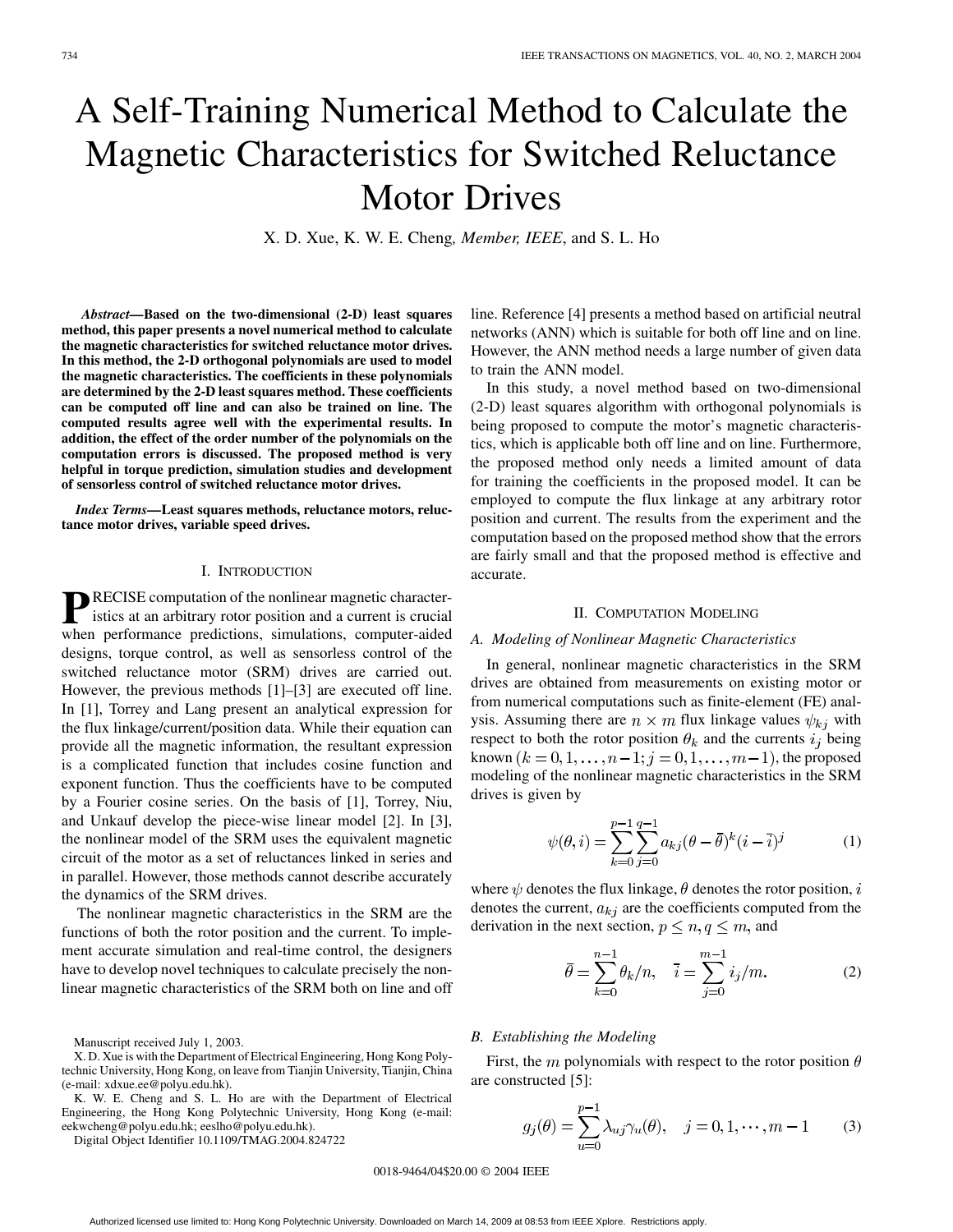# A Self-Training Numerical Method to Calculate the Magnetic Characteristics for Switched Reluctance Motor Drives

X. D. Xue, K. W. E. Cheng, *Member, IEEE*, and S. L. Ho

***Abstract*—Based on the two-dimensional (2-D) least squares method, this paper presents a novel numerical method to calculate the magnetic characteristics for switched reluctance motor drives. In this method, the 2-D orthogonal polynomials are used to model the magnetic characteristics. The coefficients in these polynomials are determined by the 2-D least squares method. These coefficients can be computed off line and can also be trained on line. The computed results agree well with the experimental results. In addition, the effect of the order number of the polynomials on the computation errors is discussed. The proposed method is very helpful in torque prediction, simulation studies and development of sensorless control of switched reluctance motor drives.**

***Index Terms*—Least squares methods, reluctance motors, reluctance motor drives, variable speed drives.**

## I. Introduction

PRECISE computation of the nonlinear magnetic characteristics at an arbitrary rotor position and a current is crucial when performance predictions, simulations, computer-aided designs, torque control, as well as sensorless control of the switched reluctance motor (SRM) drives are carried out. However, the previous methods [1]–[3] are executed off line. In [1], Torrey and Lang present an analytical expression for the flux linkage/current/position data. While their equation can provide all the magnetic information, the resultant expression is a complicated function that includes cosine function and exponent function. Thus the coefficients have to be computed by a Fourier cosine series. On the basis of [1], Torrey, Niu, and Unkauf develop the piece-wise linear model [2]. In [3], the nonlinear model of the SRM uses the equivalent magnetic circuit of the motor as a set of reluctances linked in series and in parallel. However, those methods cannot describe accurately the dynamics of the SRM drives.

The nonlinear magnetic characteristics in the SRM are the functions of both the rotor position and the current. To implement accurate simulation and real-time control, the designers have to develop novel techniques to calculate precisely the nonlinear magnetic characteristics of the SRM both on line and off line. Reference [4] presents a method based on artificial neutral networks (ANN) which is suitable for both off line and on line. However, the ANN method needs a large number of given data to train the ANN model.

In this study, a novel method based on two-dimensional (2-D) least squares algorithm with orthogonal polynomials is being proposed to compute the motor's magnetic characteristics, which is applicable both off line and on line. Furthermore, the proposed method only needs a limited amount of data for training the coefficients in the proposed model. It can be employed to compute the flux linkage at any arbitrary rotor position and current. The results from the experiment and the computation based on the proposed method show that the errors are fairly small and that the proposed method is effective and accurate.

## II. Computation Modeling

### A. Modeling of Nonlinear Magnetic Characteristics

In general, nonlinear magnetic characteristics in the SRM drives are obtained from measurements on existing motor or from numerical computations such as finite-element (FE) analysis. Assuming there are $n \times m$ flux linkage values $\psi_{kj}$ with respect to both the rotor position $\theta_k$ and the currents $i_j$ being known $(k = 0, 1, \ldots, n-1; j = 0, 1, \ldots, m-1)$, the proposed modeling of the nonlinear magnetic characteristics in the SRM drives is given by

$$\psi(\theta, i) = \sum_{k=0}^{p-1} \sum_{j=0}^{q-1} a_{kj} (\theta - \bar{\theta})^k (i - \bar{i})^j \tag{1}$$

where $\psi$ denotes the flux linkage, $\theta$ denotes the rotor position, $i$ denotes the current, $a_{kj}$ are the coefficients computed from the derivation in the next section, $p \leq n, q \leq m$, and

$$\bar{\theta} = \sum_{k=0}^{n-1} \theta_k / n, \quad \bar{i} = \sum_{j=0}^{m-1} i_j / m. \tag{2}$$

### B. Establishing the Modeling

First, the $m$ polynomials with respect to the rotor position $\theta$ are constructed [5]:

$$g_j(\theta) = \sum_{u=0}^{p-1} \lambda_{uj} \gamma_u(\theta), \quad j = 0, 1, \cdots, m-1 \tag{3}$$

Manuscript received July 1, 2003.

X. D. Xue is with the Department of Electrical Engineering, Hong Kong Polytechnic University, Hong Kong, on leave from Tianjin University, Tianjin, China (e-mail: xdxue.ee@polyu.edu.hk).

K. W. E. Cheng and S. L. Ho are with the Department of Electrical Engineering, the Hong Kong Polytechnic University, Hong Kong (e-mail: eekwcheng@polyu.edu.hk; eeslho@polyu.edu.hk).

Digital Object Identifier 10.1109/TMAG.2004.824722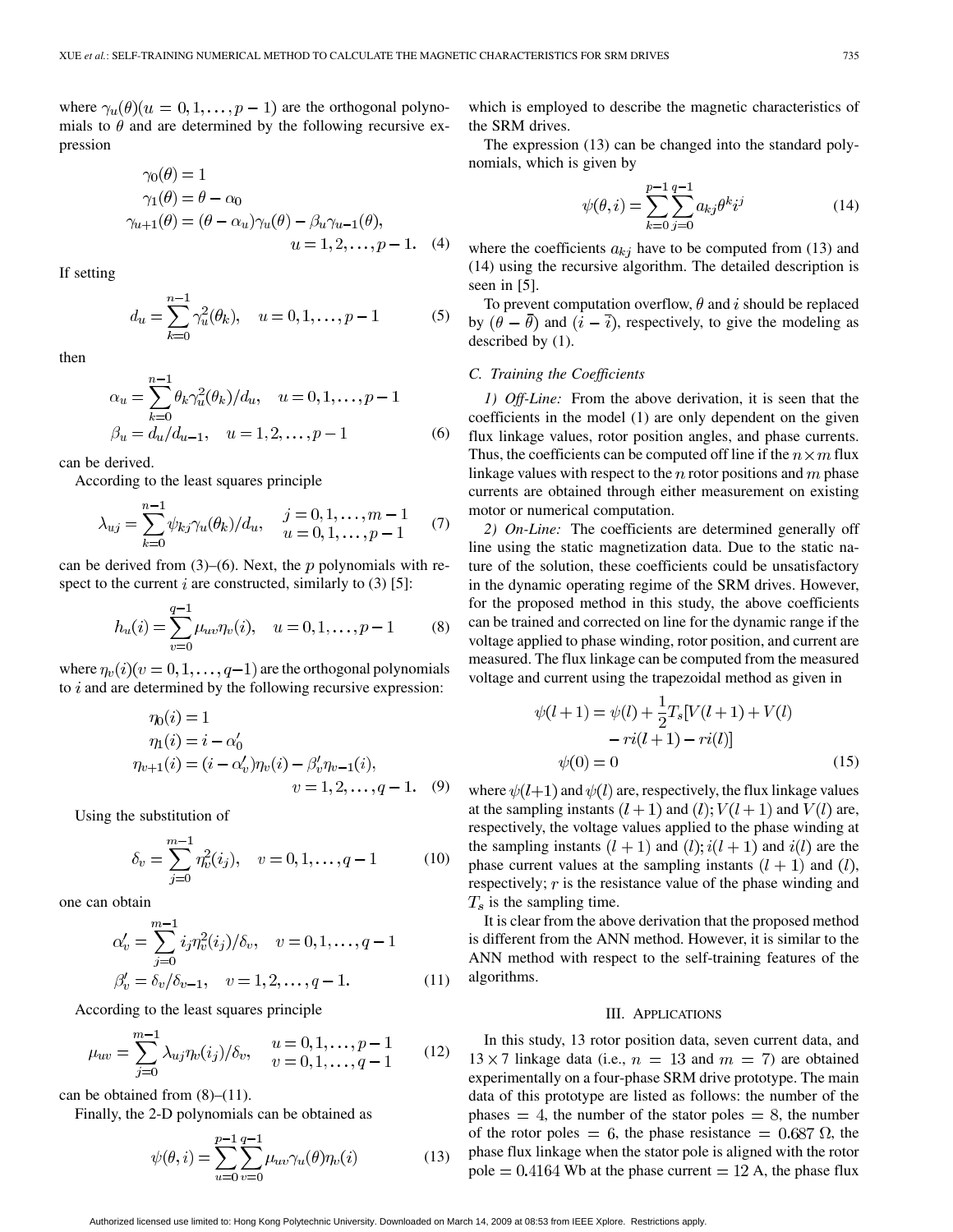where $\gamma_u(\theta)(u = 0, 1, \ldots, p-1)$ are the orthogonal polynomials to $\theta$ and are determined by the following recursive expression

$$
\begin{aligned}
&\gamma_0(\theta) = 1 \\
&\gamma_1(\theta) = \theta - \alpha_0 \\
&\gamma_{u+1}(\theta) = (\theta - \alpha_u)\gamma_u(\theta) - \beta_u \gamma_{u-1}(\theta), \\
&\qquad\qquad\qquad u = 1, 2, \ldots, p-1. \quad (4)
\end{aligned}
$$

If setting

$$
d_u = \sum_{k=0}^{n-1} \gamma_u^2(\theta_k), \quad u = 0, 1, \ldots, p-1 \quad (5)
$$

then

$$
\begin{aligned}
\alpha_u &= \sum_{k=0}^{n-1} \theta_k \gamma_u^2(\theta_k)/d_u, \quad u = 0, 1, \ldots, p-1 \\
\beta_u &= d_u/d_{u-1}, \quad u = 1, 2, \ldots, p-1 \quad (6)
\end{aligned}
$$

can be derived.

According to the least squares principle

$$
\lambda_{uj} = \sum_{k=0}^{n-1} \psi_{kj} \gamma_u(\theta_k)/d_u, \quad \begin{matrix} j = 0, 1, \ldots, m-1 \\ u = 0, 1, \ldots, p-1 \end{matrix} \quad (7)
$$

can be derived from (3)–(6). Next, the $p$ polynomials with respect to the current $i$ are constructed, similarly to (3) [5]:

$$
h_u(i) = \sum_{v=0}^{q-1} \mu_{uv} \eta_v(i), \quad u = 0, 1, \ldots, p-1 \quad (8)
$$

where $\eta_v(i)(v = 0, 1, \ldots, q-1)$ are the orthogonal polynomials to $i$ and are determined by the following recursive expression:

$$
\begin{aligned}
&\eta_0(i) = 1 \\
&\eta_1(i) = i - \alpha_0' \\
&\eta_{v+1}(i) = (i - \alpha_v')\eta_v(i) - \beta_v' \eta_{v-1}(i), \\
&\qquad\qquad\qquad v = 1, 2, \ldots, q-1. \quad (9)
\end{aligned}
$$

Using the substitution of

$$
\delta_v = \sum_{j=0}^{m-1} \eta_v^2(i_j), \quad v = 0, 1, \ldots, q-1 \quad (10)
$$

one can obtain

$$
\begin{aligned}
\alpha_v' &= \sum_{j=0}^{m-1} i_j \eta_v^2(i_j)/\delta_v, \quad v = 0, 1, \ldots, q-1 \\
\beta_v' &= \delta_v/\delta_{v-1}, \quad v = 1, 2, \ldots, q-1. \quad (11)
\end{aligned}
$$

According to the least squares principle

$$
\mu_{uv} = \sum_{j=0}^{m-1} \lambda_{uj} \eta_v(i_j)/\delta_v, \quad \begin{matrix} u = 0, 1, \ldots, p-1 \\ v = 0, 1, \ldots, q-1 \end{matrix} \quad (12)
$$

can be obtained from (8)–(11).

Finally, the 2-D polynomials can be obtained as

$$
\psi(\theta, i) = \sum_{u=0}^{p-1} \sum_{v=0}^{q-1} \mu_{uv} \gamma_u(\theta) \eta_v(i) \quad (13)
$$

which is employed to describe the magnetic characteristics of the SRM drives.

The expression (13) can be changed into the standard polynomials, which is given by

$$
\psi(\theta, i) = \sum_{k=0}^{p-1} \sum_{j=0}^{q-1} a_{kj} \theta^k i^j \quad (14)
$$

where the coefficients $a_{kj}$ have to be computed from (13) and (14) using the recursive algorithm. The detailed description is seen in [5].

To prevent computation overflow, $\theta$ and $i$ should be replaced by $(\theta - \overline{\theta})$ and $(i - \overline{i})$, respectively, to give the modeling as described by (1).

### C. Training the Coefficients

*1) Off-Line:* From the above derivation, it is seen that the coefficients in the model (1) are only dependent on the given flux linkage values, rotor position angles, and phase currents. Thus, the coefficients can be computed off line if the $n \times m$ flux linkage values with respect to the $n$ rotor positions and $m$ phase currents are obtained through either measurement on existing motor or numerical computation.

*2) On-Line:* The coefficients are determined generally off line using the static magnetization data. Due to the static nature of the solution, these coefficients could be unsatisfactory in the dynamic operating regime of the SRM drives. However, for the proposed method in this study, the above coefficients can be trained and corrected on line for the dynamic range if the voltage applied to phase winding, rotor position, and current are measured. The flux linkage can be computed from the measured voltage and current using the trapezoidal method as given in

$$
\begin{aligned}
\psi(l+1) = \psi(l) + &\frac{1}{2}T_s[V(l+1) + V(l) \\
&- ri(l+1) - ri(l)] \\
\psi(0) = 0 & \quad (15)
\end{aligned}
$$

where $\psi(l+1)$ and $\psi(l)$ are, respectively, the flux linkage values at the sampling instants $(l+1)$ and $(l)$; $V(l+1)$ and $V(l)$ are, respectively, the voltage values applied to the phase winding at the sampling instants $(l+1)$ and $(l)$; $i(l+1)$ and $i(l)$ are the phase current values at the sampling instants $(l+1)$ and $(l)$, respectively; $r$ is the resistance value of the phase winding and $T_s$ is the sampling time.

It is clear from the above derivation that the proposed method is different from the ANN method. However, it is similar to the ANN method with respect to the self-training features of the algorithms.

## III. Applications

In this study, 13 rotor position data, seven current data, and $13 \times 7$ linkage data (i.e., $n = 13$ and $m = 7$) are obtained experimentally on a four-phase SRM drive prototype. The main data of this prototype are listed as follows: the number of the phases $= 4$, the number of the stator poles $= 8$, the number of the rotor poles $= 6$, the phase resistance $= 0.687\ \Omega$, the phase flux linkage when the stator pole is aligned with the rotor pole $= 0.4164$ Wb at the phase current $= 12$ A, the phase flux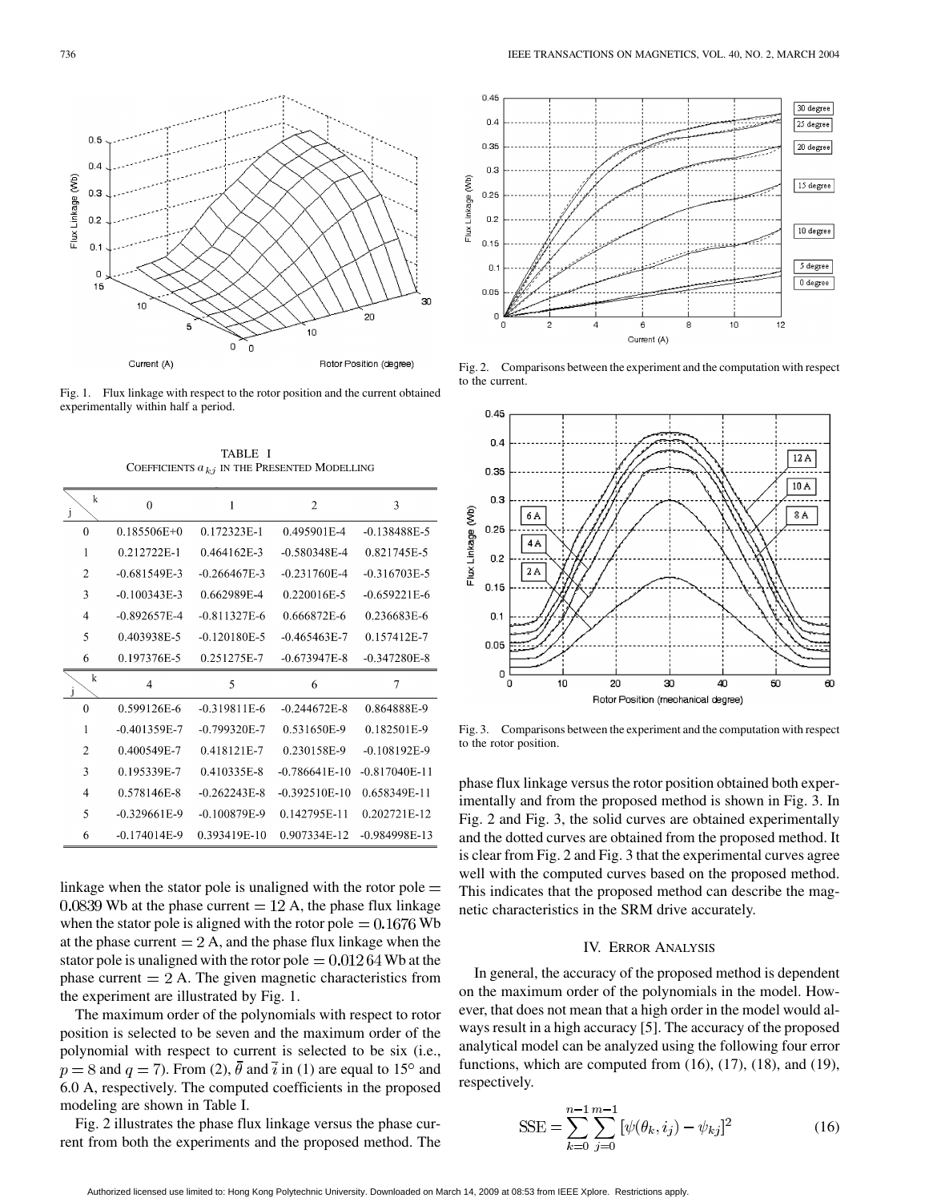Fig. 1. Flux linkage with respect to the rotor position and the current obtained experimentally within half a period.

TABLE I
COEFFICIENTS $a_{kj}$ IN THE PRESENTED MODELLING

| j \ k | 0 | 1 | 2 | 3 |
|---|---|---|---|---|
| 0 | 0.185506E+0 | 0.172323E-1 | 0.495901E-4 | -0.138488E-5 |
| 1 | 0.212722E-1 | 0.464162E-3 | -0.580348E-4 | 0.821745E-5 |
| 2 | -0.681549E-3 | -0.266467E-3 | -0.231760E-4 | -0.316703E-5 |
| 3 | -0.100343E-3 | 0.662989E-4 | 0.220016E-5 | -0.659221E-6 |
| 4 | -0.892657E-4 | -0.811327E-6 | 0.666872E-6 | 0.236683E-6 |
| 5 | 0.403938E-5 | -0.120180E-5 | -0.465463E-7 | 0.157412E-7 |
| 6 | 0.197376E-5 | 0.251275E-7 | -0.673947E-8 | -0.347280E-8 |
| **j \ k** | **4** | **5** | **6** | **7** |
| 0 | 0.599126E-6 | -0.319811E-6 | -0.244672E-8 | 0.864888E-9 |
| 1 | -0.401359E-7 | -0.799320E-7 | 0.531650E-9 | 0.182501E-9 |
| 2 | 0.400549E-7 | 0.418121E-7 | 0.230158E-9 | -0.108192E-9 |
| 3 | 0.195339E-7 | 0.410335E-8 | -0.786641E-10 | -0.817040E-11 |
| 4 | 0.578146E-8 | -0.262243E-8 | -0.392510E-10 | 0.658349E-11 |
| 5 | -0.329661E-9 | -0.100879E-9 | 0.142795E-11 | 0.202721E-12 |
| 6 | -0.174014E-9 | 0.393419E-10 | 0.907334E-12 | -0.984998E-13 |

linkage when the stator pole is unaligned with the rotor pole $= 0.0839$ Wb at the phase current $= 12$ A, the phase flux linkage when the stator pole is aligned with the rotor pole $= 0.1676$ Wb at the phase current $= 2$ A, and the phase flux linkage when the stator pole is unaligned with the rotor pole $= 0.01264$ Wb at the phase current $= 2$ A. The given magnetic characteristics from the experiment are illustrated by Fig. 1.

The maximum order of the polynomials with respect to rotor position is selected to be seven and the maximum order of the polynomial with respect to current is selected to be six (i.e., $p = 8$ and $q = 7$). From (2), $\bar{\theta}$ and $\bar{i}$ in (1) are equal to 15° and 6.0 A, respectively. The computed coefficients in the proposed modeling are shown in Table I.

Fig. 2 illustrates the phase flux linkage versus the phase current from both the experiments and the proposed method. The phase flux linkage versus the rotor position obtained both experimentally and from the proposed method is shown in Fig. 3. In Fig. 2 and Fig. 3, the solid curves are obtained experimentally and the dotted curves are obtained from the proposed method. It is clear from Fig. 2 and Fig. 3 that the experimental curves agree well with the computed curves based on the proposed method. This indicates that the proposed method can describe the magnetic characteristics in the SRM drive accurately.

Fig. 2. Comparisons between the experiment and the computation with respect to the current.

Fig. 3. Comparisons between the experiment and the computation with respect to the rotor position.

## IV. ERROR ANALYSIS

In general, the accuracy of the proposed method is dependent on the maximum order of the polynomials in the model. However, that does not mean that a high order in the model would always result in a high accuracy [5]. The accuracy of the proposed analytical model can be analyzed using the following four error functions, which are computed from (16), (17), (18), and (19), respectively.

$$\mathrm{SSE} = \sum_{k=0}^{n-1} \sum_{j=0}^{m-1} [\psi(\theta_k, i_j) - \psi_{kj}]^2 \tag{16}$$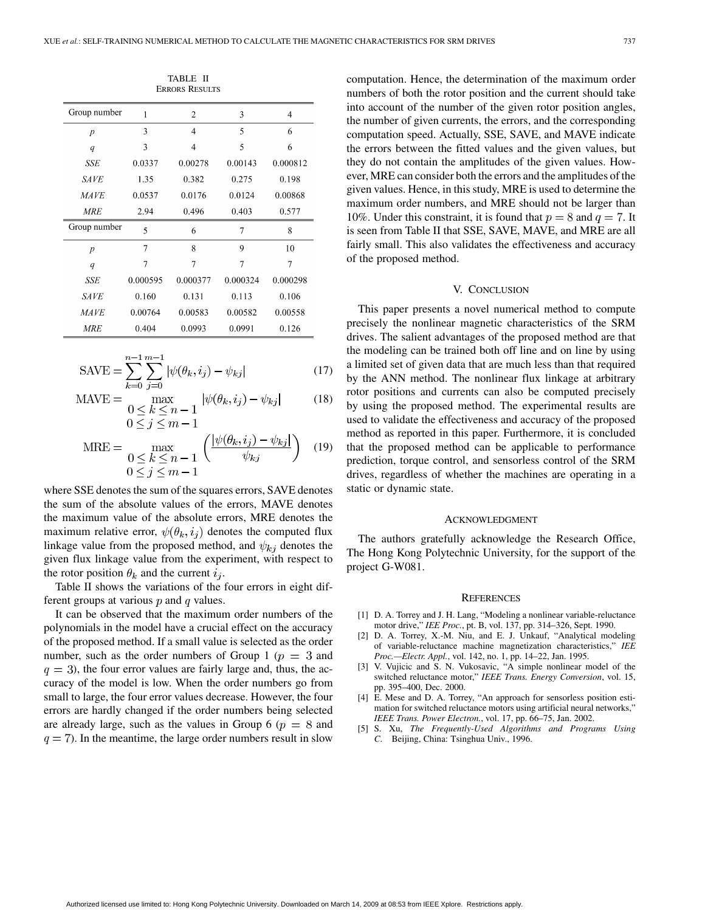TABLE II
ERRORS RESULTS

| Group number | 1 | 2 | 3 | 4 |
|---|---|---|---|---|
| $p$ | 3 | 4 | 5 | 6 |
| $q$ | 3 | 4 | 5 | 6 |
| *SSE* | 0.0337 | 0.00278 | 0.00143 | 0.000812 |
| *SAVE* | 1.35 | 0.382 | 0.275 | 0.198 |
| *MAVE* | 0.0537 | 0.0176 | 0.0124 | 0.00868 |
| *MRE* | 2.94 | 0.496 | 0.403 | 0.577 |
| Group number | 5 | 6 | 7 | 8 |
| $p$ | 7 | 8 | 9 | 10 |
| $q$ | 7 | 7 | 7 | 7 |
| *SSE* | 0.000595 | 0.000377 | 0.000324 | 0.000298 |
| *SAVE* | 0.160 | 0.131 | 0.113 | 0.106 |
| *MAVE* | 0.00764 | 0.00583 | 0.00582 | 0.00558 |
| *MRE* | 0.404 | 0.0993 | 0.0991 | 0.126 |

$$\text{SAVE} = \sum_{k=0}^{n-1}\sum_{j=0}^{m-1} |\psi(\theta_k, i_j) - \psi_{kj}| \tag{17}$$

$$\text{MAVE} = \max_{\substack{0 \le k \le n-1 \\ 0 \le j \le m-1}} |\psi(\theta_k, i_j) - \psi_{kj}| \tag{18}$$

$$\text{MRE} = \max_{\substack{0 \le k \le n-1 \\ 0 \le j \le m-1}} \left(\frac{|\psi(\theta_k, i_j) - \psi_{kj}|}{\psi_{kj}}\right) \tag{19}$$

where SSE denotes the sum of the squares errors, SAVE denotes the sum of the absolute values of the errors, MAVE denotes the maximum value of the absolute errors, MRE denotes the maximum relative error, $\psi(\theta_k, i_j)$ denotes the computed flux linkage value from the proposed method, and $\psi_{kj}$ denotes the given flux linkage value from the experiment, with respect to the rotor position $\theta_k$ and the current $i_j$.

Table II shows the variations of the four errors in eight different groups at various $p$ and $q$ values.

It can be observed that the maximum order numbers of the polynomials in the model have a crucial effect on the accuracy of the proposed method. If a small value is selected as the order number, such as the order numbers of Group 1 ($p = 3$ and $q = 3$), the four error values are fairly large and, thus, the accuracy of the model is low. When the order numbers go from small to large, the four error values decrease. However, the four errors are hardly changed if the order numbers being selected are already large, such as the values in Group 6 ($p = 8$ and $q = 7$). In the meantime, the large order numbers result in slow computation. Hence, the determination of the maximum order numbers of both the rotor position and the current should take into account of the number of the given rotor position angles, the number of given currents, the errors, and the corresponding computation speed. Actually, SSE, SAVE, and MAVE indicate the errors between the fitted values and the given values, but they do not contain the amplitudes of the given values. However, MRE can consider both the errors and the amplitudes of the given values. Hence, in this study, MRE is used to determine the maximum order numbers, and MRE should not be larger than 10%. Under this constraint, it is found that $p = 8$ and $q = 7$. It is seen from Table II that SSE, SAVE, MAVE, and MRE are all fairly small. This also validates the effectiveness and accuracy of the proposed method.

## V. Conclusion

This paper presents a novel numerical method to compute precisely the nonlinear magnetic characteristics of the SRM drives. The salient advantages of the proposed method are that the modeling can be trained both off line and on line by using a limited set of given data that are much less than that required by the ANN method. The nonlinear flux linkage at arbitrary rotor positions and currents can also be computed precisely by using the proposed method. The experimental results are used to validate the effectiveness and accuracy of the proposed method as reported in this paper. Furthermore, it is concluded that the proposed method can be applicable to performance prediction, torque control, and sensorless control of the SRM drives, regardless of whether the machines are operating in a static or dynamic state.

## Acknowledgment

The authors gratefully acknowledge the Research Office, The Hong Kong Polytechnic University, for the support of the project G-W081.

## References

[1] D. A. Torrey and J. H. Lang, "Modeling a nonlinear variable-reluctance motor drive," *IEE Proc.*, pt. B, vol. 137, pp. 314–326, Sept. 1990.

[2] D. A. Torrey, X.-M. Niu, and E. J. Unkauf, "Analytical modeling of variable-reluctance machine magnetization characteristics," *IEE Proc.—Electr. Appl.*, vol. 142, no. 1, pp. 14–22, Jan. 1995.

[3] V. Vujicic and S. N. Vukosavic, "A simple nonlinear model of the switched reluctance motor," *IEEE Trans. Energy Conversion*, vol. 15, pp. 395–400, Dec. 2000.

[4] E. Mese and D. A. Torrey, "An approach for sensorless position estimation for switched reluctance motors using artificial neural networks," *IEEE Trans. Power Electron.*, vol. 17, pp. 66–75, Jan. 2002.

[5] S. Xu, *The Frequently-Used Algorithms and Programs Using C.* Beijing, China: Tsinghua Univ., 1996.